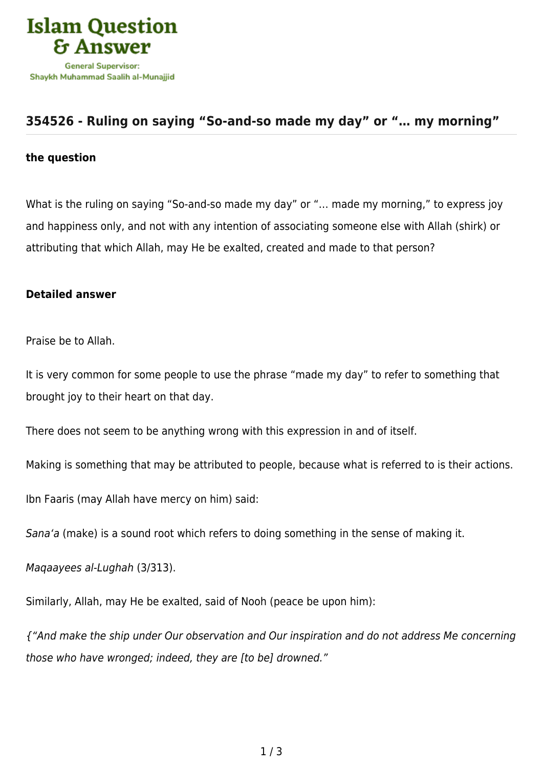# Islam Question & Answer

General Supervisor: Shaykh Muhammad Saalih al-Munajjid

## 354526 - Ruling on saying "So-and-so made my day" or "… my morning"

### the question

What is the ruling on saying "So-and-so made my day" or "… made my morning," to express joy and happiness only, and not with any intention of associating someone else with Allah (shirk) or attributing that which Allah, may He be exalted, created and made to that person?

### Detailed answer

Praise be to Allah.

It is very common for some people to use the phrase "made my day" to refer to something that brought joy to their heart on that day.

There does not seem to be anything wrong with this expression in and of itself.

Making is something that may be attributed to people, because what is referred to is their actions.

Ibn Faaris (may Allah have mercy on him) said:

*Sana'a* (make) is a sound root which refers to doing something in the sense of making it.

*Maqaayees al-Lughah* (3/313).

Similarly, Allah, may He be exalted, said of Nooh (peace be upon him):

*{"And make the ship under Our observation and Our inspiration and do not address Me concerning those who have wronged; indeed, they are [to be] drowned."*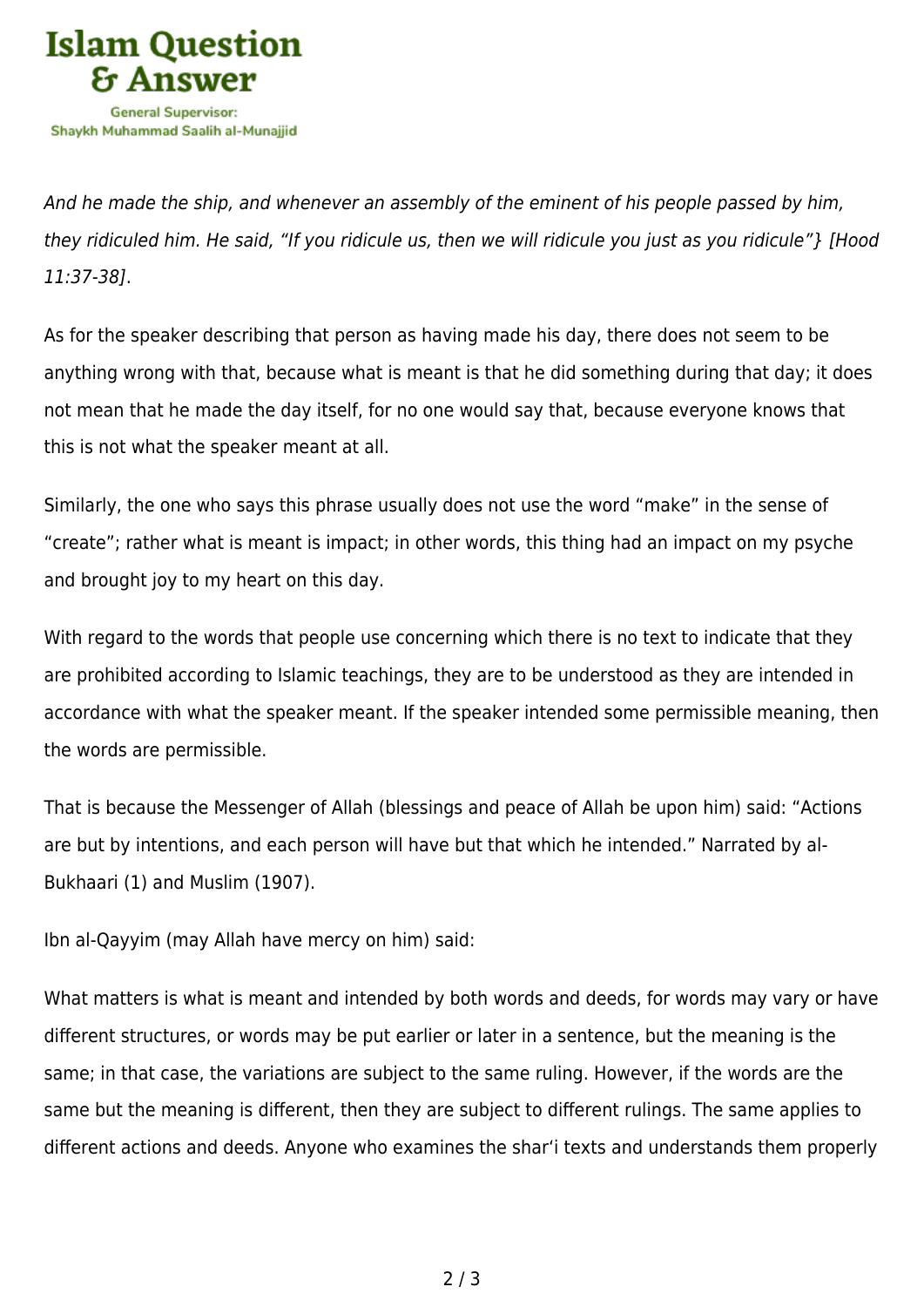*And he made the ship, and whenever an assembly of the eminent of his people passed by him, they ridiculed him. He said, "If you ridicule us, then we will ridicule you just as you ridicule"} [Hood 11:37-38].*

As for the speaker describing that person as having made his day, there does not seem to be anything wrong with that, because what is meant is that he did something during that day; it does not mean that he made the day itself, for no one would say that, because everyone knows that this is not what the speaker meant at all.

Similarly, the one who says this phrase usually does not use the word "make" in the sense of "create"; rather what is meant is impact; in other words, this thing had an impact on my psyche and brought joy to my heart on this day.

With regard to the words that people use concerning which there is no text to indicate that they are prohibited according to Islamic teachings, they are to be understood as they are intended in accordance with what the speaker meant. If the speaker intended some permissible meaning, then the words are permissible.

That is because the Messenger of Allah (blessings and peace of Allah be upon him) said: "Actions are but by intentions, and each person will have but that which he intended." Narrated by al-Bukhaari (1) and Muslim (1907).

Ibn al-Qayyim (may Allah have mercy on him) said:

What matters is what is meant and intended by both words and deeds, for words may vary or have different structures, or words may be put earlier or later in a sentence, but the meaning is the same; in that case, the variations are subject to the same ruling. However, if the words are the same but the meaning is different, then they are subject to different rulings. The same applies to different actions and deeds. Anyone who examines the shar'i texts and understands them properly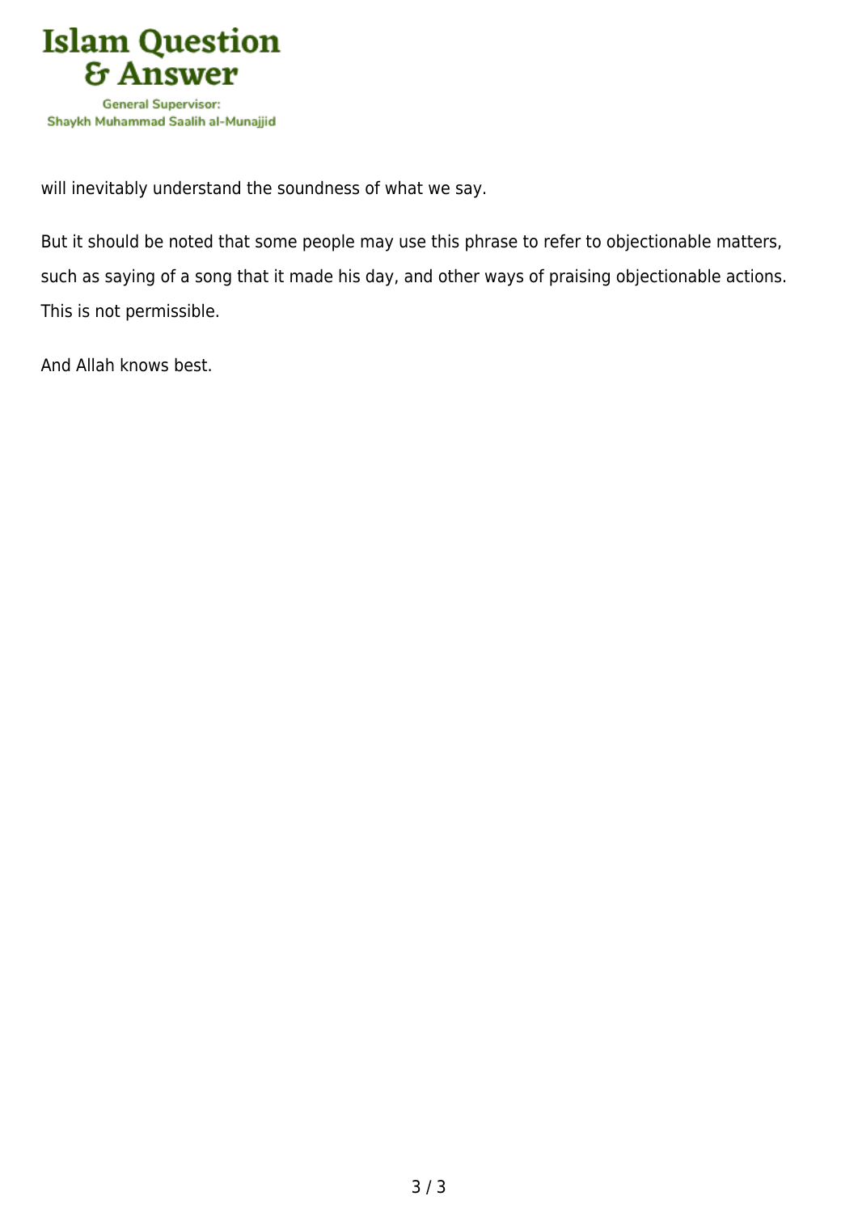will inevitably understand the soundness of what we say.

But it should be noted that some people may use this phrase to refer to objectionable matters, such as saying of a song that it made his day, and other ways of praising objectionable actions. This is not permissible.

And Allah knows best.